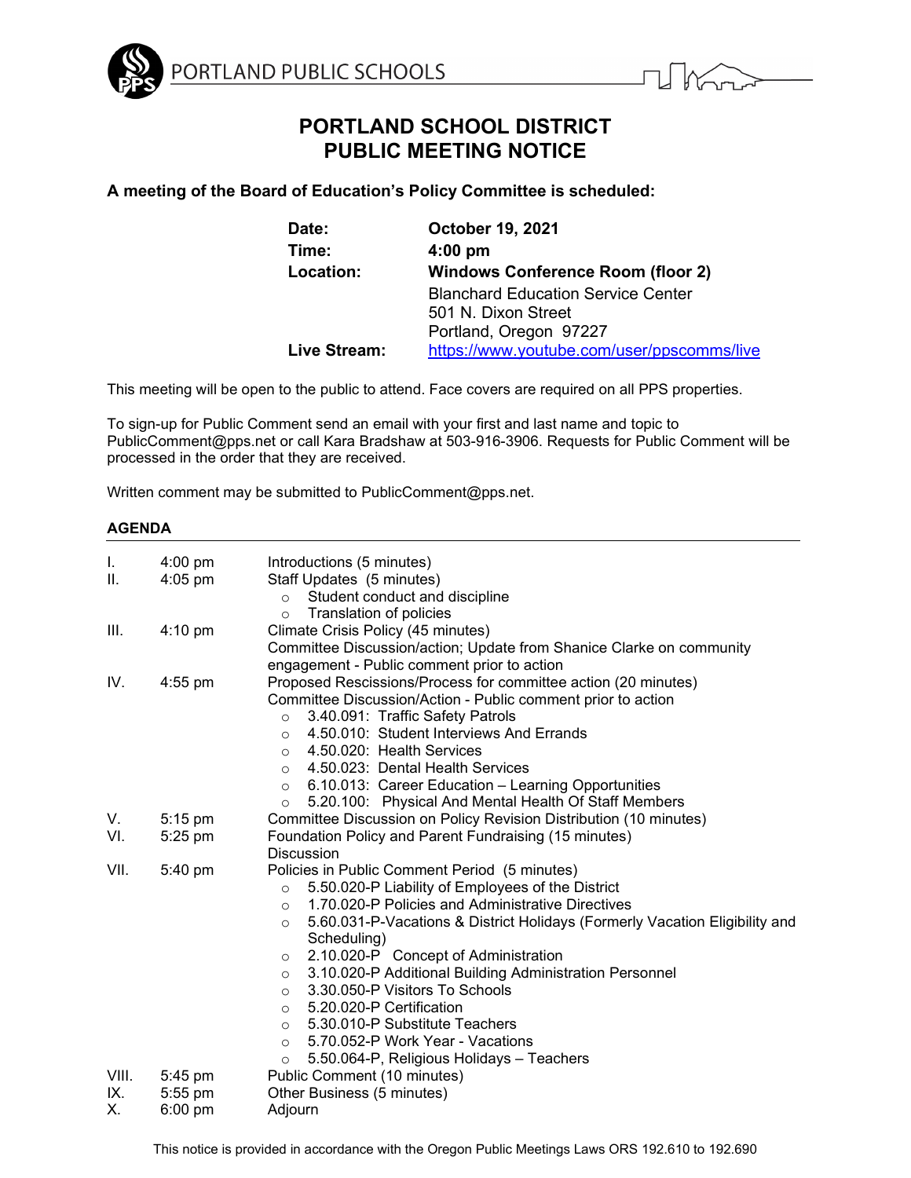PORTLAND PUBLIC SCHOOLS

# PORTLAND SCHOOL DISTRICT
# PUBLIC MEETING NOTICE

**A meeting of the Board of Education's Policy Committee is scheduled:**

| | |
|---|---|
| **Date:** | **October 19, 2021** |
| **Time:** | **4:00 pm** |
| **Location:** | **Windows Conference Room (floor 2)**<br>Blanchard Education Service Center<br>501 N. Dixon Street<br>Portland, Oregon 97227 |
| **Live Stream:** | https://www.youtube.com/user/ppscomms/live |

This meeting will be open to the public to attend. Face covers are required on all PPS properties.

To sign-up for Public Comment send an email with your first and last name and topic to PublicComment@pps.net or call Kara Bradshaw at 503-916-3906. Requests for Public Comment will be processed in the order that they are received.

Written comment may be submitted to PublicComment@pps.net.

## AGENDA

| | | |
|---|---|---|
| I. | 4:00 pm | Introductions (5 minutes) |
| II. | 4:05 pm | Staff Updates (5 minutes)<br>○ Student conduct and discipline<br>○ Translation of policies |
| III. | 4:10 pm | Climate Crisis Policy (45 minutes)<br>Committee Discussion/action; Update from Shanice Clarke on community engagement - Public comment prior to action |
| IV. | 4:55 pm | Proposed Rescissions/Process for committee action (20 minutes)<br>Committee Discussion/Action - Public comment prior to action<br>○ 3.40.091: Traffic Safety Patrols<br>○ 4.50.010: Student Interviews And Errands<br>○ 4.50.020: Health Services<br>○ 4.50.023: Dental Health Services<br>○ 6.10.013: Career Education – Learning Opportunities<br>○ 5.20.100: Physical And Mental Health Of Staff Members |
| V. | 5:15 pm | Committee Discussion on Policy Revision Distribution (10 minutes) |
| VI. | 5:25 pm | Foundation Policy and Parent Fundraising (15 minutes)<br>Discussion |
| VII. | 5:40 pm | Policies in Public Comment Period (5 minutes)<br>○ 5.50.020-P Liability of Employees of the District<br>○ 1.70.020-P Policies and Administrative Directives<br>○ 5.60.031-P-Vacations & District Holidays (Formerly Vacation Eligibility and Scheduling)<br>○ 2.10.020-P Concept of Administration<br>○ 3.10.020-P Additional Building Administration Personnel<br>○ 3.30.050-P Visitors To Schools<br>○ 5.20.020-P Certification<br>○ 5.30.010-P Substitute Teachers<br>○ 5.70.052-P Work Year - Vacations<br>○ 5.50.064-P, Religious Holidays – Teachers |
| VIII. | 5:45 pm | Public Comment (10 minutes) |
| IX. | 5:55 pm | Other Business (5 minutes) |
| X. | 6:00 pm | Adjourn |

This notice is provided in accordance with the Oregon Public Meetings Laws ORS 192.610 to 192.690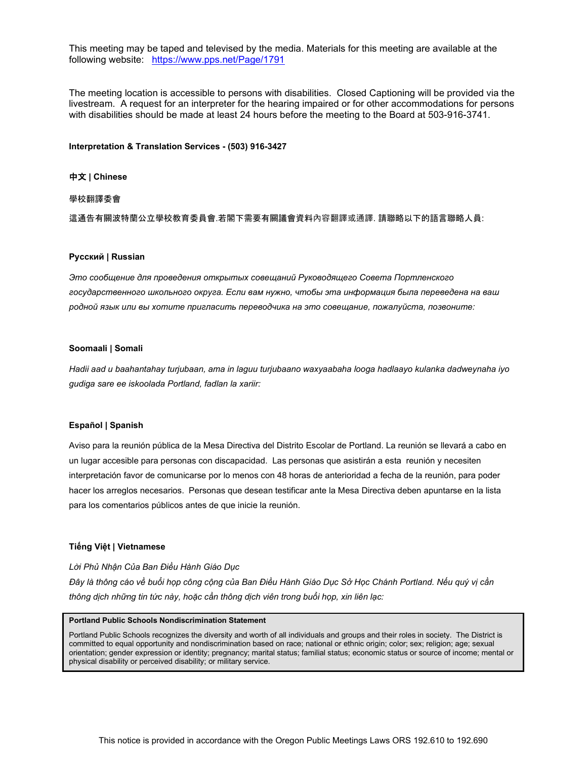This meeting may be taped and televised by the media. Materials for this meeting are available at the following website: https://www.pps.net/Page/1791

The meeting location is accessible to persons with disabilities. Closed Captioning will be provided via the livestream. A request for an interpreter for the hearing impaired or for other accommodations for persons with disabilities should be made at least 24 hours before the meeting to the Board at 503-916-3741.

**Interpretation & Translation Services - (503) 916-3427**

**中文 | Chinese**

學校翻譯委會

這通告有關波特蘭公立學校教育委員會.若閣下需要有關議會資料內容翻譯或通譯. 請聯略以下的語言聯略人員:

**Русский | Russian**

*Это сообщение для проведения открытых совещаний Руководящего Совета Портленского государственного школьного округа. Если вам нужно, чтобы эта информация была переведена на ваш родной язык или вы хотите пригласить переводчика на это совещание, пожалуйста, позвоните:*

**Soomaali | Somali**

*Hadii aad u baahantahay turjubaan, ama in laguu turjubaano waxyaabaha looga hadlaayo kulanka dadweynaha iyo gudiga sare ee iskoolada Portland, fadlan la xariir:*

**Español | Spanish**

Aviso para la reunión pública de la Mesa Directiva del Distrito Escolar de Portland. La reunión se llevará a cabo en un lugar accesible para personas con discapacidad. Las personas que asistirán a esta reunión y necesiten interpretación favor de comunicarse por lo menos con 48 horas de anterioridad a fecha de la reunión, para poder hacer los arreglos necesarios. Personas que desean testificar ante la Mesa Directiva deben apuntarse en la lista para los comentarios públicos antes de que inicie la reunión.

**Tiếng Việt | Vietnamese**

*Lời Phủ Nhận Của Ban Điều Hành Giáo Dục*

*Đây là thông cáo về buổi họp công cộng của Ban Điều Hành Giáo Dục Sở Học Chánh Portland. Nếu quý vị cần thông dịch những tin tức này, hoặc cần thông dịch viên trong buổi họp, xin liên lạc:*

**Portland Public Schools Nondiscrimination Statement**

Portland Public Schools recognizes the diversity and worth of all individuals and groups and their roles in society. The District is committed to equal opportunity and nondiscrimination based on race; national or ethnic origin; color; sex; religion; age; sexual orientation; gender expression or identity; pregnancy; marital status; familial status; economic status or source of income; mental or physical disability or perceived disability; or military service.

This notice is provided in accordance with the Oregon Public Meetings Laws ORS 192.610 to 192.690